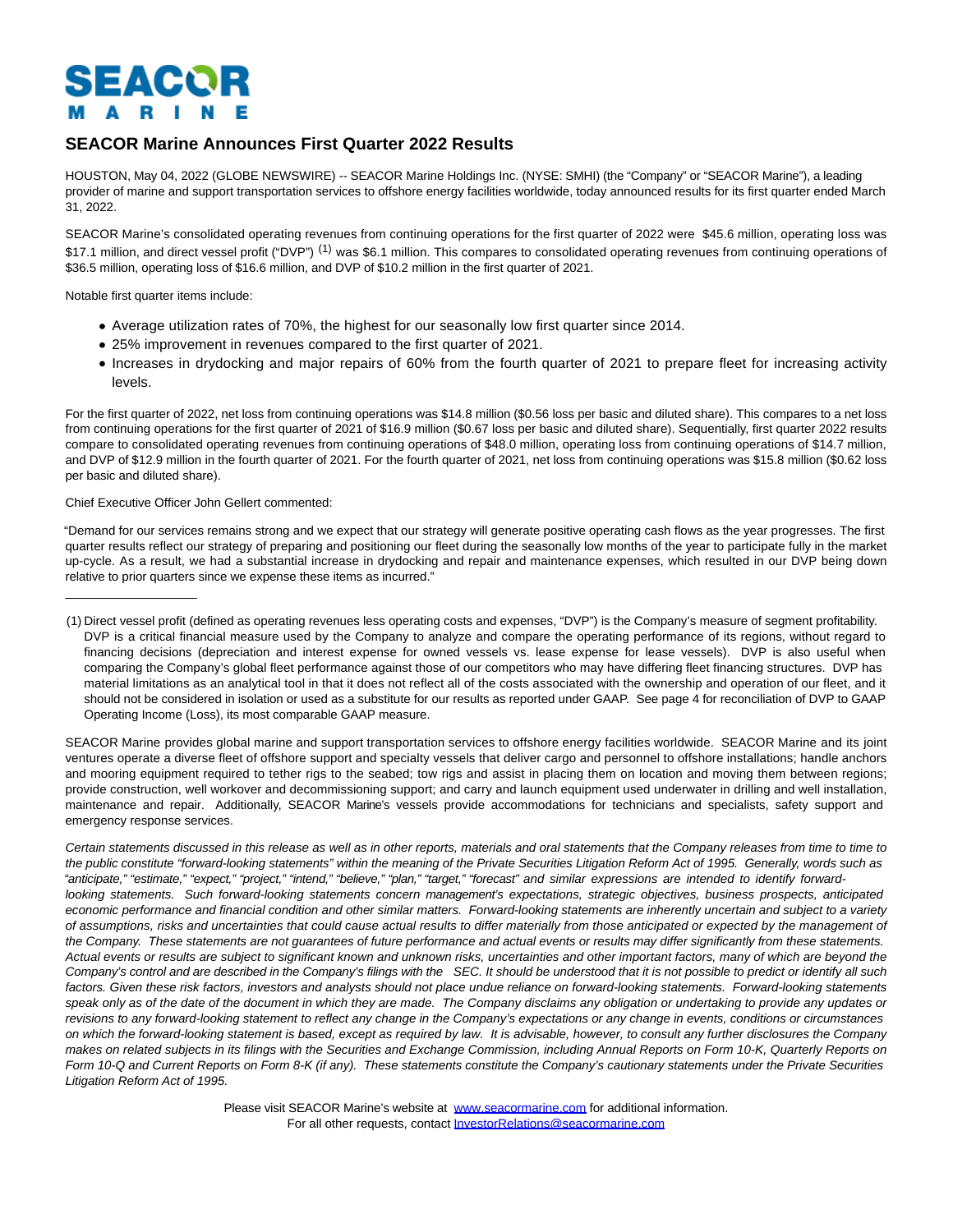SEACOR MARINE

# SEACOR Marine Announces First Quarter 2022 Results

HOUSTON, May 04, 2022 (GLOBE NEWSWIRE) -- SEACOR Marine Holdings Inc. (NYSE: SMHI) (the "Company" or "SEACOR Marine"), a leading provider of marine and support transportation services to offshore energy facilities worldwide, today announced results for its first quarter ended March 31, 2022.

SEACOR Marine's consolidated operating revenues from continuing operations for the first quarter of 2022 were $45.6 million, operating loss was $17.1 million, and direct vessel profit ("DVP") [(1)] was $6.1 million. This compares to consolidated operating revenues from continuing operations of $36.5 million, operating loss of $16.6 million, and DVP of $10.2 million in the first quarter of 2021.

Notable first quarter items include:

- Average utilization rates of 70%, the highest for our seasonally low first quarter since 2014.
- 25% improvement in revenues compared to the first quarter of 2021.
- Increases in drydocking and major repairs of 60% from the fourth quarter of 2021 to prepare fleet for increasing activity levels.

For the first quarter of 2022, net loss from continuing operations was $14.8 million ($0.56 loss per basic and diluted share). This compares to a net loss from continuing operations for the first quarter of 2021 of $16.9 million ($0.67 loss per basic and diluted share). Sequentially, first quarter 2022 results compare to consolidated operating revenues from continuing operations of $48.0 million, operating loss from continuing operations of $14.7 million, and DVP of $12.9 million in the fourth quarter of 2021. For the fourth quarter of 2021, net loss from continuing operations was $15.8 million ($0.62 loss per basic and diluted share).

Chief Executive Officer John Gellert commented:

"Demand for our services remains strong and we expect that our strategy will generate positive operating cash flows as the year progresses. The first quarter results reflect our strategy of preparing and positioning our fleet during the seasonally low months of the year to participate fully in the market up-cycle. As a result, we had a substantial increase in drydocking and repair and maintenance expenses, which resulted in our DVP being down relative to prior quarters since we expense these items as incurred."

---

(1) Direct vessel profit (defined as operating revenues less operating costs and expenses, "DVP") is the Company's measure of segment profitability. DVP is a critical financial measure used by the Company to analyze and compare the operating performance of its regions, without regard to financing decisions (depreciation and interest expense for owned vessels vs. lease expense for lease vessels). DVP is also useful when comparing the Company's global fleet performance against those of our competitors who may have differing fleet financing structures. DVP has material limitations as an analytical tool in that it does not reflect all of the costs associated with the ownership and operation of our fleet, and it should not be considered in isolation or used as a substitute for our results as reported under GAAP. See page 4 for reconciliation of DVP to GAAP Operating Income (Loss), its most comparable GAAP measure.

SEACOR Marine provides global marine and support transportation services to offshore energy facilities worldwide. SEACOR Marine and its joint ventures operate a diverse fleet of offshore support and specialty vessels that deliver cargo and personnel to offshore installations; handle anchors and mooring equipment required to tether rigs to the seabed; tow rigs and assist in placing them on location and moving them between regions; provide construction, well workover and decommissioning support; and carry and launch equipment used underwater in drilling and well installation, maintenance and repair. Additionally, SEACOR Marine's vessels provide accommodations for technicians and specialists, safety support and emergency response services.

*Certain statements discussed in this release as well as in other reports, materials and oral statements that the Company releases from time to time to the public constitute "forward-looking statements" within the meaning of the Private Securities Litigation Reform Act of 1995. Generally, words such as "anticipate," "estimate," "expect," "project," "intend," "believe," "plan," "target," "forecast" and similar expressions are intended to identify forward-looking statements. Such forward-looking statements concern management's expectations, strategic objectives, business prospects, anticipated economic performance and financial condition and other similar matters. Forward-looking statements are inherently uncertain and subject to a variety of assumptions, risks and uncertainties that could cause actual results to differ materially from those anticipated or expected by the management of the Company. These statements are not guarantees of future performance and actual events or results may differ significantly from these statements. Actual events or results are subject to significant known and unknown risks, uncertainties and other important factors, many of which are beyond the Company's control and are described in the Company's filings with the SEC. It should be understood that it is not possible to predict or identify all such factors. Given these risk factors, investors and analysts should not place undue reliance on forward-looking statements. Forward-looking statements speak only as of the date of the document in which they are made. The Company disclaims any obligation or undertaking to provide any updates or revisions to any forward-looking statement to reflect any change in the Company's expectations or any change in events, conditions or circumstances on which the forward-looking statement is based, except as required by law. It is advisable, however, to consult any further disclosures the Company makes on related subjects in its filings with the Securities and Exchange Commission, including Annual Reports on Form 10-K, Quarterly Reports on Form 10-Q and Current Reports on Form 8-K (if any). These statements constitute the Company's cautionary statements under the Private Securities Litigation Reform Act of 1995.*

Please visit SEACOR Marine's website at www.seacormarine.com for additional information.
For all other requests, contact InvestorRelations@seacormarine.com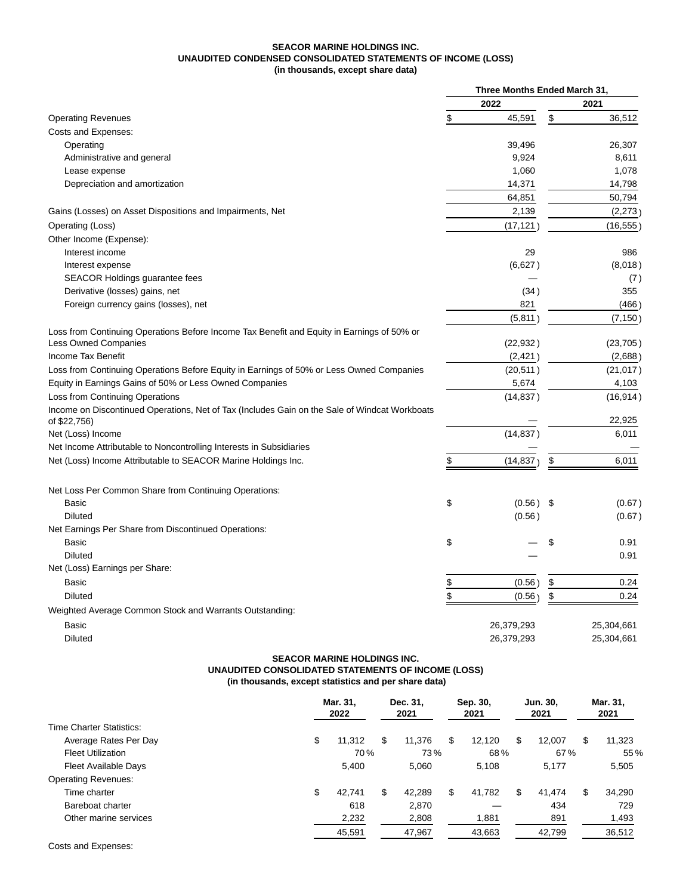**SEACOR MARINE HOLDINGS INC.**
**UNAUDITED CONDENSED CONSOLIDATED STATEMENTS OF INCOME (LOSS)**
**(in thousands, except share data)**

| | Three Months Ended March 31, | |
|---|---|---|
| | 2022 | 2021 |
| Operating Revenues | $ 45,591 | $ 36,512 |
| Costs and Expenses: | | |
| Operating | 39,496 | 26,307 |
| Administrative and general | 9,924 | 8,611 |
| Lease expense | 1,060 | 1,078 |
| Depreciation and amortization | 14,371 | 14,798 |
| | 64,851 | 50,794 |
| Gains (Losses) on Asset Dispositions and Impairments, Net | 2,139 | (2,273) |
| Operating (Loss) | (17,121) | (16,555) |
| Other Income (Expense): | | |
| Interest income | 29 | 986 |
| Interest expense | (6,627) | (8,018) |
| SEACOR Holdings guarantee fees | — | (7) |
| Derivative (losses) gains, net | (34) | 355 |
| Foreign currency gains (losses), net | 821 | (466) |
| | (5,811) | (7,150) |
| Loss from Continuing Operations Before Income Tax Benefit and Equity in Earnings of 50% or Less Owned Companies | (22,932) | (23,705) |
| Income Tax Benefit | (2,421) | (2,688) |
| Loss from Continuing Operations Before Equity in Earnings of 50% or Less Owned Companies | (20,511) | (21,017) |
| Equity in Earnings Gains of 50% or Less Owned Companies | 5,674 | 4,103 |
| Loss from Continuing Operations | (14,837) | (16,914) |
| Income on Discontinued Operations, Net of Tax (Includes Gain on the Sale of Windcat Workboats of $22,756) | — | 22,925 |
| Net (Loss) Income | (14,837) | 6,011 |
| Net Income Attributable to Noncontrolling Interests in Subsidiaries | — | — |
| Net (Loss) Income Attributable to SEACOR Marine Holdings Inc. | $ (14,837) | $ 6,011 |
| | | |
| Net Loss Per Common Share from Continuing Operations: | | |
| Basic | $ (0.56) | $ (0.67) |
| Diluted | (0.56) | (0.67) |
| Net Earnings Per Share from Discontinued Operations: | | |
| Basic | $ — | $ 0.91 |
| Diluted | — | 0.91 |
| Net (Loss) Earnings per Share: | | |
| Basic | $ (0.56) | $ 0.24 |
| Diluted | $ (0.56) | $ 0.24 |
| Weighted Average Common Stock and Warrants Outstanding: | | |
| Basic | 26,379,293 | 25,304,661 |
| Diluted | 26,379,293 | 25,304,661 |

**SEACOR MARINE HOLDINGS INC.**
**UNAUDITED CONSOLIDATED STATEMENTS OF INCOME (LOSS)**
**(in thousands, except statistics and per share data)**

| | Mar. 31, 2022 | Dec. 31, 2021 | Sep. 30, 2021 | Jun. 30, 2021 | Mar. 31, 2021 |
|---|---|---|---|---|---|
| Time Charter Statistics: | | | | | |
| Average Rates Per Day | $ 11,312 | $ 11,376 | $ 12,120 | $ 12,007 | $ 11,323 |
| Fleet Utilization | 70% | 73% | 68% | 67% | 55% |
| Fleet Available Days | 5,400 | 5,060 | 5,108 | 5,177 | 5,505 |
| Operating Revenues: | | | | | |
| Time charter | $ 42,741 | $ 42,289 | $ 41,782 | $ 41,474 | $ 34,290 |
| Bareboat charter | 618 | 2,870 | — | 434 | 729 |
| Other marine services | 2,232 | 2,808 | 1,881 | 891 | 1,493 |
| | 45,591 | 47,967 | 43,663 | 42,799 | 36,512 |
| Costs and Expenses: | | | | | |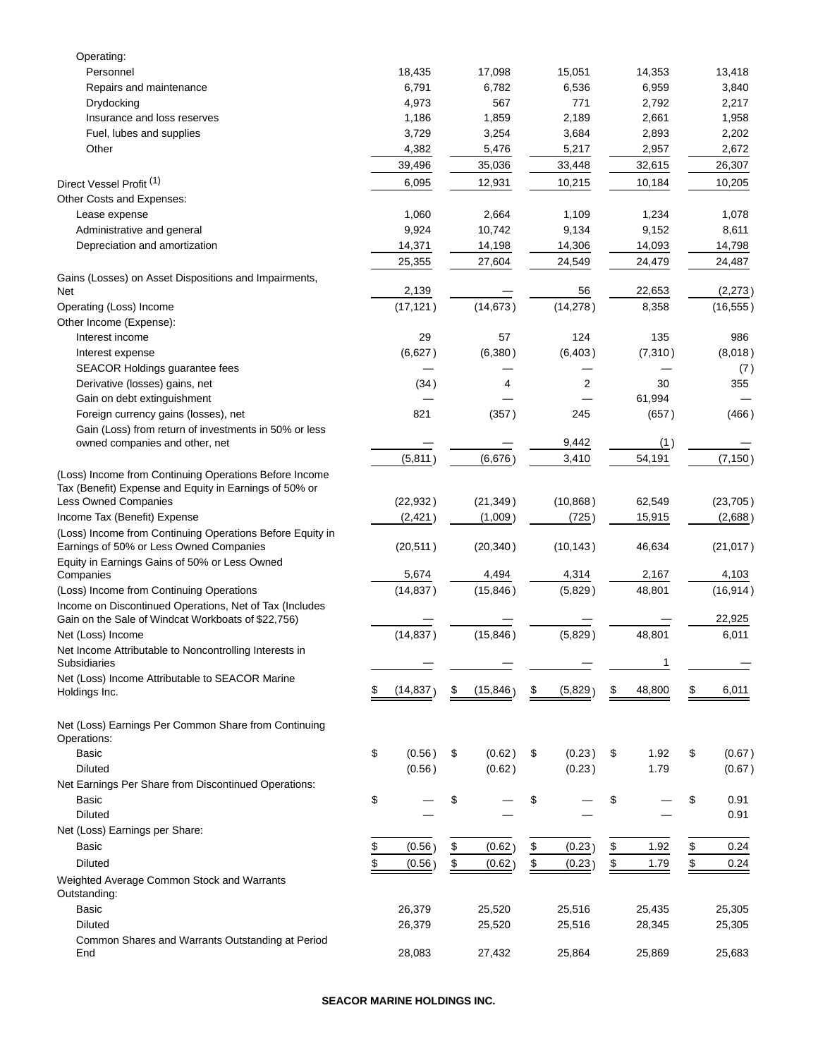| | | | | | |
|---|---|---|---|---|---|
| Operating: | | | | | |
| Personnel | 18,435 | 17,098 | 15,051 | 14,353 | 13,418 |
| Repairs and maintenance | 6,791 | 6,782 | 6,536 | 6,959 | 3,840 |
| Drydocking | 4,973 | 567 | 771 | 2,792 | 2,217 |
| Insurance and loss reserves | 1,186 | 1,859 | 2,189 | 2,661 | 1,958 |
| Fuel, lubes and supplies | 3,729 | 3,254 | 3,684 | 2,893 | 2,202 |
| Other | 4,382 | 5,476 | 5,217 | 2,957 | 2,672 |
| | 39,496 | 35,036 | 33,448 | 32,615 | 26,307 |
| Direct Vessel Profit [(1)] | 6,095 | 12,931 | 10,215 | 10,184 | 10,205 |
| Other Costs and Expenses: | | | | | |
| Lease expense | 1,060 | 2,664 | 1,109 | 1,234 | 1,078 |
| Administrative and general | 9,924 | 10,742 | 9,134 | 9,152 | 8,611 |
| Depreciation and amortization | 14,371 | 14,198 | 14,306 | 14,093 | 14,798 |
| | 25,355 | 27,604 | 24,549 | 24,479 | 24,487 |
| Gains (Losses) on Asset Dispositions and Impairments, Net | 2,139 | — | 56 | 22,653 | (2,273) |
| Operating (Loss) Income | (17,121) | (14,673) | (14,278) | 8,358 | (16,555) |
| Other Income (Expense): | | | | | |
| Interest income | 29 | 57 | 124 | 135 | 986 |
| Interest expense | (6,627) | (6,380) | (6,403) | (7,310) | (8,018) |
| SEACOR Holdings guarantee fees | — | — | — | — | (7) |
| Derivative (losses) gains, net | (34) | 4 | 2 | 30 | 355 |
| Gain on debt extinguishment | — | — | — | 61,994 | — |
| Foreign currency gains (losses), net | 821 | (357) | 245 | (657) | (466) |
| Gain (Loss) from return of investments in 50% or less owned companies and other, net | — | — | 9,442 | (1) | — |
| | (5,811) | (6,676) | 3,410 | 54,191 | (7,150) |
| (Loss) Income from Continuing Operations Before Income Tax (Benefit) Expense and Equity in Earnings of 50% or Less Owned Companies | (22,932) | (21,349) | (10,868) | 62,549 | (23,705) |
| Income Tax (Benefit) Expense | (2,421) | (1,009) | (725) | 15,915 | (2,688) |
| (Loss) Income from Continuing Operations Before Equity in Earnings of 50% or Less Owned Companies | (20,511) | (20,340) | (10,143) | 46,634 | (21,017) |
| Equity in Earnings Gains of 50% or Less Owned Companies | 5,674 | 4,494 | 4,314 | 2,167 | 4,103 |
| (Loss) Income from Continuing Operations | (14,837) | (15,846) | (5,829) | 48,801 | (16,914) |
| Income on Discontinued Operations, Net of Tax (Includes Gain on the Sale of Windcat Workboats of $22,756) | — | — | — | — | 22,925 |
| Net (Loss) Income | (14,837) | (15,846) | (5,829) | 48,801 | 6,011 |
| Net Income Attributable to Noncontrolling Interests in Subsidiaries | — | — | — | 1 | — |
| Net (Loss) Income Attributable to SEACOR Marine Holdings Inc. | $ (14,837) | $ (15,846) | $ (5,829) | $ 48,800 | $ 6,011 |
| Net (Loss) Earnings Per Common Share from Continuing Operations: | | | | | |
| Basic | $ (0.56) | $ (0.62) | $ (0.23) | $ 1.92 | $ (0.67) |
| Diluted | (0.56) | (0.62) | (0.23) | 1.79 | (0.67) |
| Net Earnings Per Share from Discontinued Operations: | | | | | |
| Basic | $ — | $ — | $ — | $ — | $ 0.91 |
| Diluted | — | — | — | — | 0.91 |
| Net (Loss) Earnings per Share: | | | | | |
| Basic | $ (0.56) | $ (0.62) | $ (0.23) | $ 1.92 | $ 0.24 |
| Diluted | $ (0.56) | $ (0.62) | $ (0.23) | $ 1.79 | $ 0.24 |
| Weighted Average Common Stock and Warrants Outstanding: | | | | | |
| Basic | 26,379 | 25,520 | 25,516 | 25,435 | 25,305 |
| Diluted | 26,379 | 25,520 | 25,516 | 28,345 | 25,305 |
| Common Shares and Warrants Outstanding at Period End | 28,083 | 27,432 | 25,864 | 25,869 | 25,683 |

**SEACOR MARINE HOLDINGS INC.**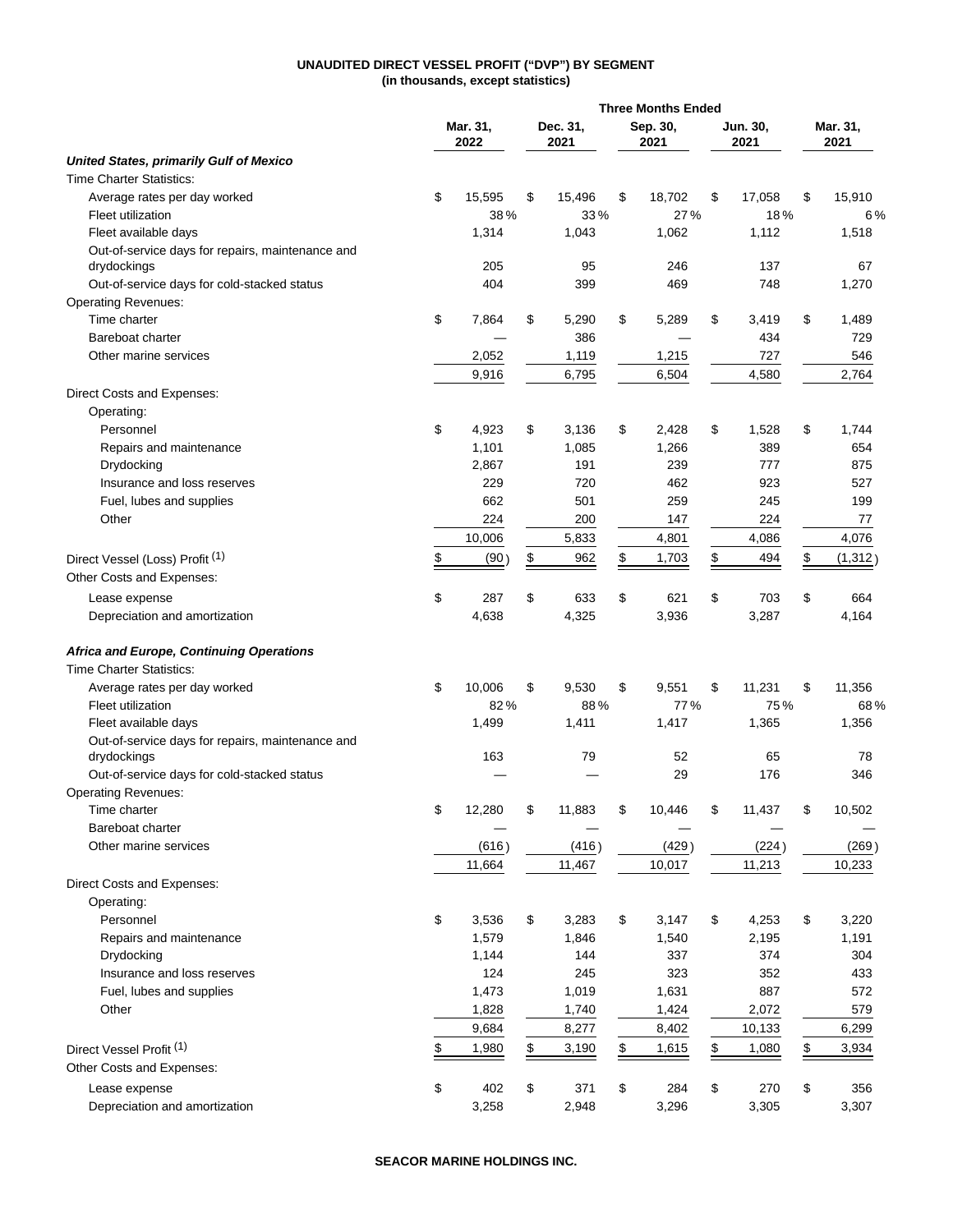**UNAUDITED DIRECT VESSEL PROFIT ("DVP") BY SEGMENT**
**(in thousands, except statistics)**

| | Three Months Ended | | | | |
|---|---|---|---|---|---|
| | Mar. 31, 2022 | Dec. 31, 2021 | Sep. 30, 2021 | Jun. 30, 2021 | Mar. 31, 2021 |
| ***United States, primarily Gulf of Mexico*** | | | | | |
| Time Charter Statistics: | | | | | |
| Average rates per day worked | $ 15,595 | $ 15,496 | $ 18,702 | $ 17,058 | $ 15,910 |
| Fleet utilization | 38% | 33% | 27% | 18% | 6% |
| Fleet available days | 1,314 | 1,043 | 1,062 | 1,112 | 1,518 |
| Out-of-service days for repairs, maintenance and drydockings | 205 | 95 | 246 | 137 | 67 |
| Out-of-service days for cold-stacked status | 404 | 399 | 469 | 748 | 1,270 |
| Operating Revenues: | | | | | |
| Time charter | $ 7,864 | $ 5,290 | $ 5,289 | $ 3,419 | $ 1,489 |
| Bareboat charter | — | 386 | — | 434 | 729 |
| Other marine services | 2,052 | 1,119 | 1,215 | 727 | 546 |
| | 9,916 | 6,795 | 6,504 | 4,580 | 2,764 |
| Direct Costs and Expenses: | | | | | |
| Operating: | | | | | |
| Personnel | $ 4,923 | $ 3,136 | $ 2,428 | $ 1,528 | $ 1,744 |
| Repairs and maintenance | 1,101 | 1,085 | 1,266 | 389 | 654 |
| Drydocking | 2,867 | 191 | 239 | 777 | 875 |
| Insurance and loss reserves | 229 | 720 | 462 | 923 | 527 |
| Fuel, lubes and supplies | 662 | 501 | 259 | 245 | 199 |
| Other | 224 | 200 | 147 | 224 | 77 |
| | 10,006 | 5,833 | 4,801 | 4,086 | 4,076 |
| Direct Vessel (Loss) Profit (1) | $ (90) | $ 962 | $ 1,703 | $ 494 | $ (1,312) |
| Other Costs and Expenses: | | | | | |
| Lease expense | $ 287 | $ 633 | $ 621 | $ 703 | $ 664 |
| Depreciation and amortization | 4,638 | 4,325 | 3,936 | 3,287 | 4,164 |
| ***Africa and Europe, Continuing Operations*** | | | | | |
| Time Charter Statistics: | | | | | |
| Average rates per day worked | $ 10,006 | $ 9,530 | $ 9,551 | $ 11,231 | $ 11,356 |
| Fleet utilization | 82% | 88% | 77% | 75% | 68% |
| Fleet available days | 1,499 | 1,411 | 1,417 | 1,365 | 1,356 |
| Out-of-service days for repairs, maintenance and drydockings | 163 | 79 | 52 | 65 | 78 |
| Out-of-service days for cold-stacked status | — | — | 29 | 176 | 346 |
| Operating Revenues: | | | | | |
| Time charter | $ 12,280 | $ 11,883 | $ 10,446 | $ 11,437 | $ 10,502 |
| Bareboat charter | — | — | — | — | — |
| Other marine services | (616) | (416) | (429) | (224) | (269) |
| | 11,664 | 11,467 | 10,017 | 11,213 | 10,233 |
| Direct Costs and Expenses: | | | | | |
| Operating: | | | | | |
| Personnel | $ 3,536 | $ 3,283 | $ 3,147 | $ 4,253 | $ 3,220 |
| Repairs and maintenance | 1,579 | 1,846 | 1,540 | 2,195 | 1,191 |
| Drydocking | 1,144 | 144 | 337 | 374 | 304 |
| Insurance and loss reserves | 124 | 245 | 323 | 352 | 433 |
| Fuel, lubes and supplies | 1,473 | 1,019 | 1,631 | 887 | 572 |
| Other | 1,828 | 1,740 | 1,424 | 2,072 | 579 |
| | 9,684 | 8,277 | 8,402 | 10,133 | 6,299 |
| Direct Vessel Profit (1) | $ 1,980 | $ 3,190 | $ 1,615 | $ 1,080 | $ 3,934 |
| Other Costs and Expenses: | | | | | |
| Lease expense | $ 402 | $ 371 | $ 284 | $ 270 | $ 356 |
| Depreciation and amortization | 3,258 | 2,948 | 3,296 | 3,305 | 3,307 |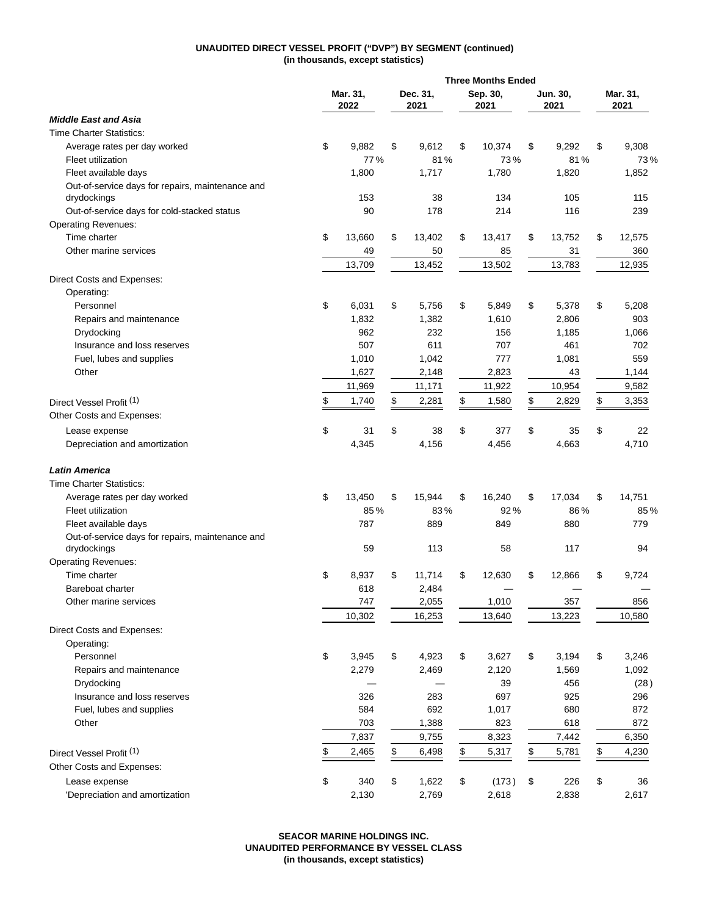**UNAUDITED DIRECT VESSEL PROFIT ("DVP") BY SEGMENT (continued)**
**(in thousands, except statistics)**

| | Three Months Ended | | | | |
|---|---|---|---|---|---|
| | Mar. 31, 2022 | Dec. 31, 2021 | Sep. 30, 2021 | Jun. 30, 2021 | Mar. 31, 2021 |
| ***Middle East and Asia*** | | | | | |
| Time Charter Statistics: | | | | | |
| Average rates per day worked | $ 9,882 | $ 9,612 | $ 10,374 | $ 9,292 | $ 9,308 |
| Fleet utilization | 77 % | 81 % | 73 % | 81 % | 73 % |
| Fleet available days | 1,800 | 1,717 | 1,780 | 1,820 | 1,852 |
| Out-of-service days for repairs, maintenance and drydockings | 153 | 38 | 134 | 105 | 115 |
| Out-of-service days for cold-stacked status | 90 | 178 | 214 | 116 | 239 |
| Operating Revenues: | | | | | |
| Time charter | $ 13,660 | $ 13,402 | $ 13,417 | $ 13,752 | $ 12,575 |
| Other marine services | 49 | 50 | 85 | 31 | 360 |
| | 13,709 | 13,452 | 13,502 | 13,783 | 12,935 |
| Direct Costs and Expenses: | | | | | |
| Operating: | | | | | |
| Personnel | $ 6,031 | $ 5,756 | $ 5,849 | $ 5,378 | $ 5,208 |
| Repairs and maintenance | 1,832 | 1,382 | 1,610 | 2,806 | 903 |
| Drydocking | 962 | 232 | 156 | 1,185 | 1,066 |
| Insurance and loss reserves | 507 | 611 | 707 | 461 | 702 |
| Fuel, lubes and supplies | 1,010 | 1,042 | 777 | 1,081 | 559 |
| Other | 1,627 | 2,148 | 2,823 | 43 | 1,144 |
| | 11,969 | 11,171 | 11,922 | 10,954 | 9,582 |
| Direct Vessel Profit [(1)] | $ 1,740 | $ 2,281 | $ 1,580 | $ 2,829 | $ 3,353 |
| Other Costs and Expenses: | | | | | |
| Lease expense | $ 31 | $ 38 | $ 377 | $ 35 | $ 22 |
| Depreciation and amortization | 4,345 | 4,156 | 4,456 | 4,663 | 4,710 |
| | | | | | |
| ***Latin America*** | | | | | |
| Time Charter Statistics: | | | | | |
| Average rates per day worked | $ 13,450 | $ 15,944 | $ 16,240 | $ 17,034 | $ 14,751 |
| Fleet utilization | 85 % | 83 % | 92 % | 86 % | 85 % |
| Fleet available days | 787 | 889 | 849 | 880 | 779 |
| Out-of-service days for repairs, maintenance and drydockings | 59 | 113 | 58 | 117 | 94 |
| Operating Revenues: | | | | | |
| Time charter | $ 8,937 | $ 11,714 | $ 12,630 | $ 12,866 | $ 9,724 |
| Bareboat charter | 618 | 2,484 | — | — | — |
| Other marine services | 747 | 2,055 | 1,010 | 357 | 856 |
| | 10,302 | 16,253 | 13,640 | 13,223 | 10,580 |
| Direct Costs and Expenses: | | | | | |
| Operating: | | | | | |
| Personnel | $ 3,945 | $ 4,923 | $ 3,627 | $ 3,194 | $ 3,246 |
| Repairs and maintenance | 2,279 | 2,469 | 2,120 | 1,569 | 1,092 |
| Drydocking | — | — | 39 | 456 | (28) |
| Insurance and loss reserves | 326 | 283 | 697 | 925 | 296 |
| Fuel, lubes and supplies | 584 | 692 | 1,017 | 680 | 872 |
| Other | 703 | 1,388 | 823 | 618 | 872 |
| | 7,837 | 9,755 | 8,323 | 7,442 | 6,350 |
| Direct Vessel Profit [(1)] | $ 2,465 | $ 6,498 | $ 5,317 | $ 5,781 | $ 4,230 |
| Other Costs and Expenses: | | | | | |
| Lease expense | $ 340 | $ 1,622 | $ (173) | $ 226 | $ 36 |
| 'Depreciation and amortization | 2,130 | 2,769 | 2,618 | 2,838 | 2,617 |

**SEACOR MARINE HOLDINGS INC.**
**UNAUDITED PERFORMANCE BY VESSEL CLASS**
**(in thousands, except statistics)**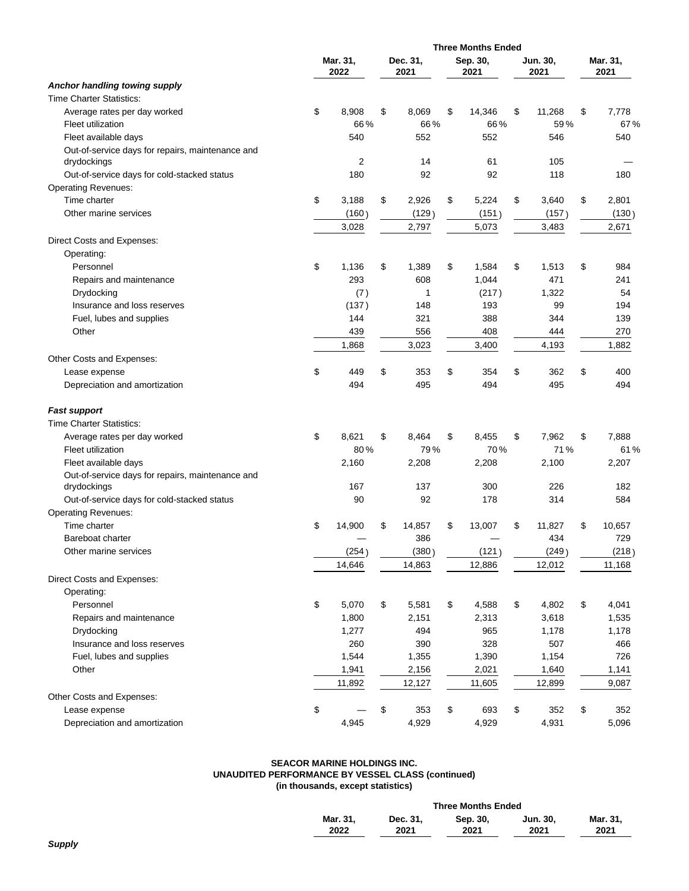| | Three Months Ended | | | | |
|---|---|---|---|---|---|
| | Mar. 31, 2022 | Dec. 31, 2021 | Sep. 30, 2021 | Jun. 30, 2021 | Mar. 31, 2021 |
| ***Anchor handling towing supply*** | | | | | |
| Time Charter Statistics: | | | | | |
| Average rates per day worked | $ 8,908 | $ 8,069 | $ 14,346 | $ 11,268 | $ 7,778 |
| Fleet utilization | 66 % | 66 % | 66 % | 59 % | 67 % |
| Fleet available days | 540 | 552 | 552 | 546 | 540 |
| Out-of-service days for repairs, maintenance and drydockings | 2 | 14 | 61 | 105 | — |
| Out-of-service days for cold-stacked status | 180 | 92 | 92 | 118 | 180 |
| Operating Revenues: | | | | | |
| Time charter | $ 3,188 | $ 2,926 | $ 5,224 | $ 3,640 | $ 2,801 |
| Other marine services | (160) | (129) | (151) | (157) | (130) |
| | 3,028 | 2,797 | 5,073 | 3,483 | 2,671 |
| Direct Costs and Expenses: | | | | | |
| Operating: | | | | | |
| Personnel | $ 1,136 | $ 1,389 | $ 1,584 | $ 1,513 | $ 984 |
| Repairs and maintenance | 293 | 608 | 1,044 | 471 | 241 |
| Drydocking | (7) | 1 | (217) | 1,322 | 54 |
| Insurance and loss reserves | (137) | 148 | 193 | 99 | 194 |
| Fuel, lubes and supplies | 144 | 321 | 388 | 344 | 139 |
| Other | 439 | 556 | 408 | 444 | 270 |
| | 1,868 | 3,023 | 3,400 | 4,193 | 1,882 |
| Other Costs and Expenses: | | | | | |
| Lease expense | $ 449 | $ 353 | $ 354 | $ 362 | $ 400 |
| Depreciation and amortization | 494 | 495 | 494 | 495 | 494 |
| | | | | | |
| ***Fast support*** | | | | | |
| Time Charter Statistics: | | | | | |
| Average rates per day worked | $ 8,621 | $ 8,464 | $ 8,455 | $ 7,962 | $ 7,888 |
| Fleet utilization | 80 % | 79 % | 70 % | 71 % | 61 % |
| Fleet available days | 2,160 | 2,208 | 2,208 | 2,100 | 2,207 |
| Out-of-service days for repairs, maintenance and drydockings | 167 | 137 | 300 | 226 | 182 |
| Out-of-service days for cold-stacked status | 90 | 92 | 178 | 314 | 584 |
| Operating Revenues: | | | | | |
| Time charter | $ 14,900 | $ 14,857 | $ 13,007 | $ 11,827 | $ 10,657 |
| Bareboat charter | — | 386 | — | 434 | 729 |
| Other marine services | (254) | (380) | (121) | (249) | (218) |
| | 14,646 | 14,863 | 12,886 | 12,012 | 11,168 |
| Direct Costs and Expenses: | | | | | |
| Operating: | | | | | |
| Personnel | $ 5,070 | $ 5,581 | $ 4,588 | $ 4,802 | $ 4,041 |
| Repairs and maintenance | 1,800 | 2,151 | 2,313 | 3,618 | 1,535 |
| Drydocking | 1,277 | 494 | 965 | 1,178 | 1,178 |
| Insurance and loss reserves | 260 | 390 | 328 | 507 | 466 |
| Fuel, lubes and supplies | 1,544 | 1,355 | 1,390 | 1,154 | 726 |
| Other | 1,941 | 2,156 | 2,021 | 1,640 | 1,141 |
| | 11,892 | 12,127 | 11,605 | 12,899 | 9,087 |
| Other Costs and Expenses: | | | | | |
| Lease expense | $ — | $ 353 | $ 693 | $ 352 | $ 352 |
| Depreciation and amortization | 4,945 | 4,929 | 4,929 | 4,931 | 5,096 |

**SEACOR MARINE HOLDINGS INC.**
**UNAUDITED PERFORMANCE BY VESSEL CLASS (continued)**
**(in thousands, except statistics)**

| | Three Months Ended | | | | |
|---|---|---|---|---|---|
| | Mar. 31, 2022 | Dec. 31, 2021 | Sep. 30, 2021 | Jun. 30, 2021 | Mar. 31, 2021 |
| ***Supply*** | | | | | |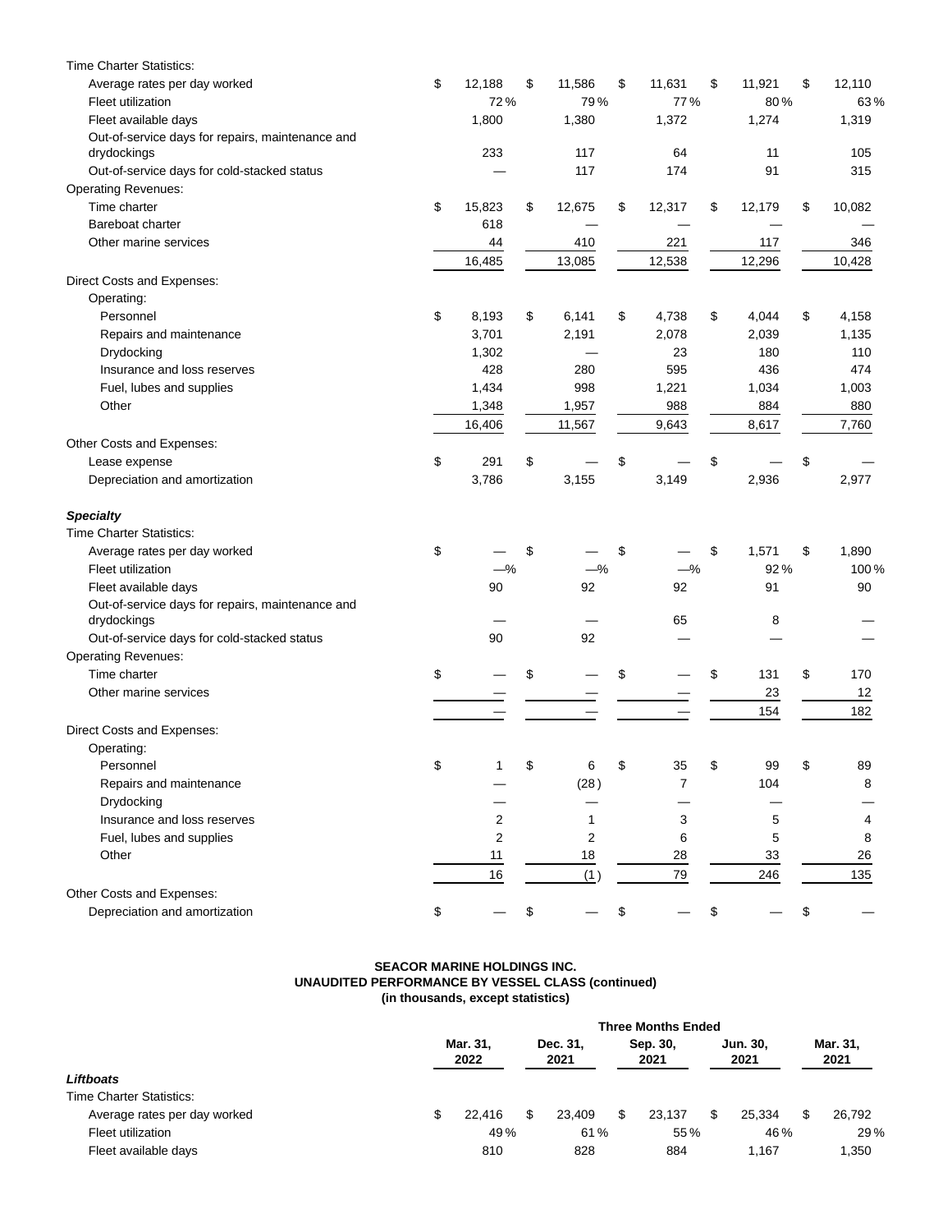| | Mar. 31, 2022 | Dec. 31, 2021 | Sep. 30, 2021 | Jun. 30, 2021 | Mar. 31, 2021 |
|---|---|---|---|---|---|
| Time Charter Statistics: | | | | | |
| Average rates per day worked | $ 12,188 | $ 11,586 | $ 11,631 | $ 11,921 | $ 12,110 |
| Fleet utilization | 72 % | 79 % | 77 % | 80 % | 63 % |
| Fleet available days | 1,800 | 1,380 | 1,372 | 1,274 | 1,319 |
| Out-of-service days for repairs, maintenance and drydockings | 233 | 117 | 64 | 11 | 105 |
| Out-of-service days for cold-stacked status | — | 117 | 174 | 91 | 315 |
| Operating Revenues: | | | | | |
| Time charter | $ 15,823 | $ 12,675 | $ 12,317 | $ 12,179 | $ 10,082 |
| Bareboat charter | 618 | — | — | — | — |
| Other marine services | 44 | 410 | 221 | 117 | 346 |
| | 16,485 | 13,085 | 12,538 | 12,296 | 10,428 |
| Direct Costs and Expenses: | | | | | |
| Operating: | | | | | |
| Personnel | $ 8,193 | $ 6,141 | $ 4,738 | $ 4,044 | $ 4,158 |
| Repairs and maintenance | 3,701 | 2,191 | 2,078 | 2,039 | 1,135 |
| Drydocking | 1,302 | — | 23 | 180 | 110 |
| Insurance and loss reserves | 428 | 280 | 595 | 436 | 474 |
| Fuel, lubes and supplies | 1,434 | 998 | 1,221 | 1,034 | 1,003 |
| Other | 1,348 | 1,957 | 988 | 884 | 880 |
| | 16,406 | 11,567 | 9,643 | 8,617 | 7,760 |
| Other Costs and Expenses: | | | | | |
| Lease expense | $ 291 | $ — | $ — | $ — | $ — |
| Depreciation and amortization | 3,786 | 3,155 | 3,149 | 2,936 | 2,977 |
| ***Specialty*** | | | | | |
| Time Charter Statistics: | | | | | |
| Average rates per day worked | $ — | $ — | $ — | $ 1,571 | $ 1,890 |
| Fleet utilization | —% | —% | —% | 92 % | 100 % |
| Fleet available days | 90 | 92 | 92 | 91 | 90 |
| Out-of-service days for repairs, maintenance and drydockings | — | — | 65 | 8 | — |
| Out-of-service days for cold-stacked status | 90 | 92 | — | — | — |
| Operating Revenues: | | | | | |
| Time charter | $ — | $ — | $ — | $ 131 | $ 170 |
| Other marine services | — | — | — | 23 | 12 |
| | — | — | — | 154 | 182 |
| Direct Costs and Expenses: | | | | | |
| Operating: | | | | | |
| Personnel | $ 1 | $ 6 | $ 35 | $ 99 | $ 89 |
| Repairs and maintenance | — | (28) | 7 | 104 | 8 |
| Drydocking | — | — | — | — | — |
| Insurance and loss reserves | 2 | 1 | 3 | 5 | 4 |
| Fuel, lubes and supplies | 2 | 2 | 6 | 5 | 8 |
| Other | 11 | 18 | 28 | 33 | 26 |
| | 16 | (1) | 79 | 246 | 135 |
| Other Costs and Expenses: | | | | | |
| Depreciation and amortization | $ — | $ — | $ — | $ — | $ — |

**SEACOR MARINE HOLDINGS INC.**
**UNAUDITED PERFORMANCE BY VESSEL CLASS (continued)**
**(in thousands, except statistics)**

| | Three Months Ended | | | | |
|---|---|---|---|---|---|
| | Mar. 31, 2022 | Dec. 31, 2021 | Sep. 30, 2021 | Jun. 30, 2021 | Mar. 31, 2021 |
| ***Liftboats*** | | | | | |
| Time Charter Statistics: | | | | | |
| Average rates per day worked | $ 22,416 | $ 23,409 | $ 23,137 | $ 25,334 | $ 26,792 |
| Fleet utilization | 49 % | 61 % | 55 % | 46 % | 29 % |
| Fleet available days | 810 | 828 | 884 | 1,167 | 1,350 |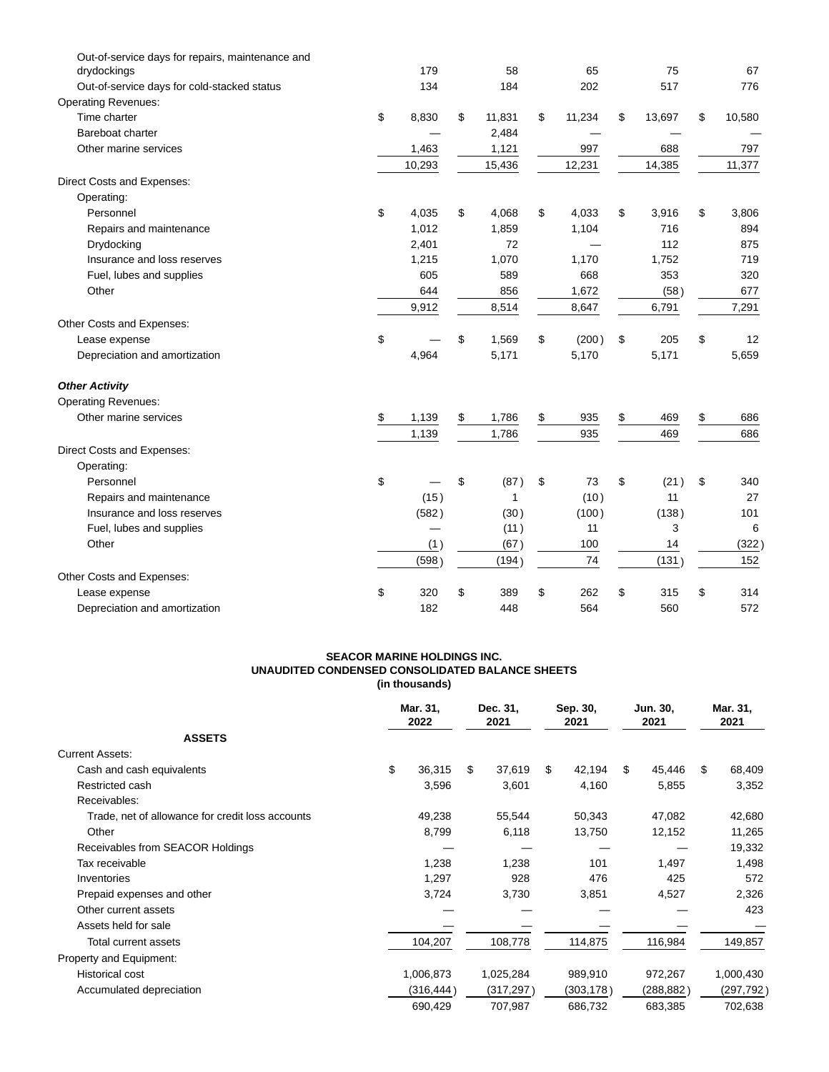| | | | | | |
|---|---|---|---|---|---|
| Out-of-service days for repairs, maintenance and drydockings | 179 | 58 | 65 | 75 | 67 |
| Out-of-service days for cold-stacked status | 134 | 184 | 202 | 517 | 776 |
| Operating Revenues: | | | | | |
| Time charter | $ 8,830 | $ 11,831 | $ 11,234 | $ 13,697 | $ 10,580 |
| Bareboat charter | — | 2,484 | — | — | — |
| Other marine services | 1,463 | 1,121 | 997 | 688 | 797 |
| | 10,293 | 15,436 | 12,231 | 14,385 | 11,377 |
| Direct Costs and Expenses: | | | | | |
| Operating: | | | | | |
| Personnel | $ 4,035 | $ 4,068 | $ 4,033 | $ 3,916 | $ 3,806 |
| Repairs and maintenance | 1,012 | 1,859 | 1,104 | 716 | 894 |
| Drydocking | 2,401 | 72 | — | 112 | 875 |
| Insurance and loss reserves | 1,215 | 1,070 | 1,170 | 1,752 | 719 |
| Fuel, lubes and supplies | 605 | 589 | 668 | 353 | 320 |
| Other | 644 | 856 | 1,672 | (58) | 677 |
| | 9,912 | 8,514 | 8,647 | 6,791 | 7,291 |
| Other Costs and Expenses: | | | | | |
| Lease expense | $ — | $ 1,569 | $ (200) | $ 205 | $ 12 |
| Depreciation and amortization | 4,964 | 5,171 | 5,170 | 5,171 | 5,659 |
| ***Other Activity*** | | | | | |
| Operating Revenues: | | | | | |
| Other marine services | $ 1,139 | $ 1,786 | $ 935 | $ 469 | $ 686 |
| | 1,139 | 1,786 | 935 | 469 | 686 |
| Direct Costs and Expenses: | | | | | |
| Operating: | | | | | |
| Personnel | $ — | $ (87) | $ 73 | $ (21) | $ 340 |
| Repairs and maintenance | (15) | 1 | (10) | 11 | 27 |
| Insurance and loss reserves | (582) | (30) | (100) | (138) | 101 |
| Fuel, lubes and supplies | — | (11) | 11 | 3 | 6 |
| Other | (1) | (67) | 100 | 14 | (322) |
| | (598) | (194) | 74 | (131) | 152 |
| Other Costs and Expenses: | | | | | |
| Lease expense | $ 320 | $ 389 | $ 262 | $ 315 | $ 314 |
| Depreciation and amortization | 182 | 448 | 564 | 560 | 572 |

**SEACOR MARINE HOLDINGS INC.**
**UNAUDITED CONDENSED CONSOLIDATED BALANCE SHEETS**
**(in thousands)**

| | Mar. 31, 2022 | Dec. 31, 2021 | Sep. 30, 2021 | Jun. 30, 2021 | Mar. 31, 2021 |
|---|---|---|---|---|---|
| **ASSETS** | | | | | |
| Current Assets: | | | | | |
| Cash and cash equivalents | $ 36,315 | $ 37,619 | $ 42,194 | $ 45,446 | $ 68,409 |
| Restricted cash | 3,596 | 3,601 | 4,160 | 5,855 | 3,352 |
| Receivables: | | | | | |
| Trade, net of allowance for credit loss accounts | 49,238 | 55,544 | 50,343 | 47,082 | 42,680 |
| Other | 8,799 | 6,118 | 13,750 | 12,152 | 11,265 |
| Receivables from SEACOR Holdings | — | — | — | — | 19,332 |
| Tax receivable | 1,238 | 1,238 | 101 | 1,497 | 1,498 |
| Inventories | 1,297 | 928 | 476 | 425 | 572 |
| Prepaid expenses and other | 3,724 | 3,730 | 3,851 | 4,527 | 2,326 |
| Other current assets | — | — | — | — | 423 |
| Assets held for sale | — | — | — | — | — |
| Total current assets | 104,207 | 108,778 | 114,875 | 116,984 | 149,857 |
| Property and Equipment: | | | | | |
| Historical cost | 1,006,873 | 1,025,284 | 989,910 | 972,267 | 1,000,430 |
| Accumulated depreciation | (316,444) | (317,297) | (303,178) | (288,882) | (297,792) |
| | 690,429 | 707,987 | 686,732 | 683,385 | 702,638 |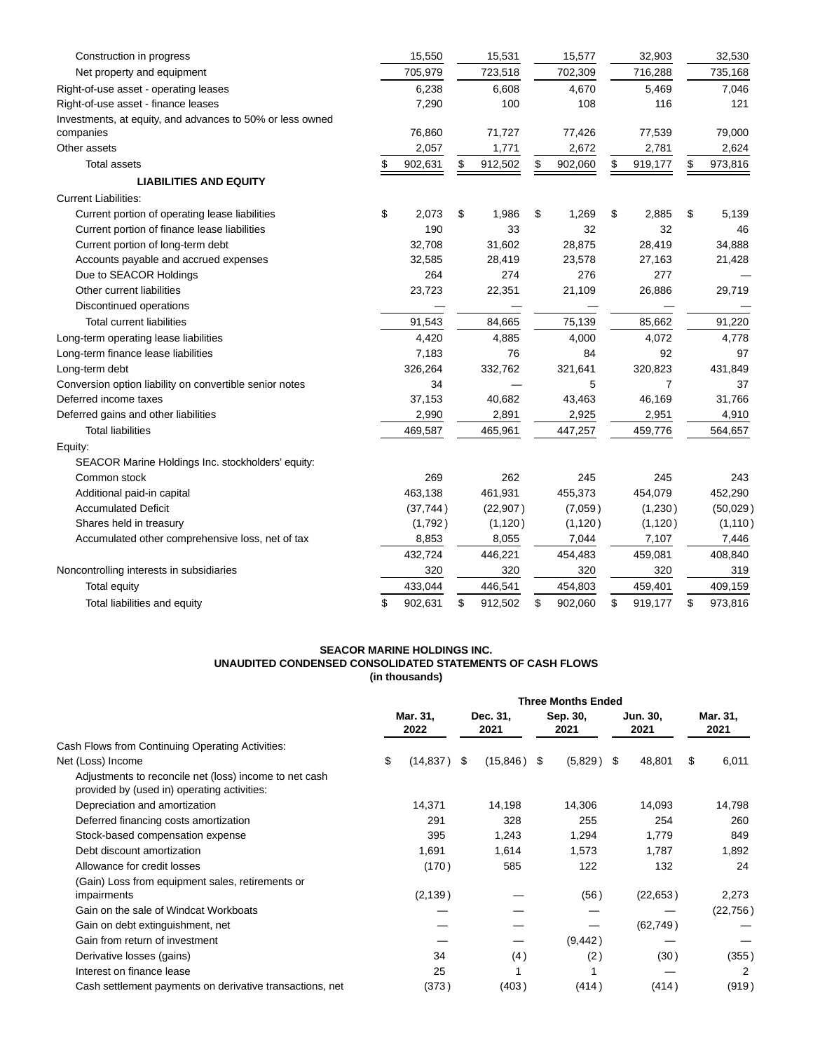| | | | | | |
|---|---|---|---|---|---|
| Construction in progress | 15,550 | 15,531 | 15,577 | 32,903 | 32,530 |
| Net property and equipment | 705,979 | 723,518 | 702,309 | 716,288 | 735,168 |
| Right-of-use asset - operating leases | 6,238 | 6,608 | 4,670 | 5,469 | 7,046 |
| Right-of-use asset - finance leases | 7,290 | 100 | 108 | 116 | 121 |
| Investments, at equity, and advances to 50% or less owned companies | 76,860 | 71,727 | 77,426 | 77,539 | 79,000 |
| Other assets | 2,057 | 1,771 | 2,672 | 2,781 | 2,624 |
| Total assets | $ 902,631 | $ 912,502 | $ 902,060 | $ 919,177 | $ 973,816 |
| **LIABILITIES AND EQUITY** | | | | | |
| Current Liabilities: | | | | | |
| Current portion of operating lease liabilities | $ 2,073 | $ 1,986 | $ 1,269 | $ 2,885 | $ 5,139 |
| Current portion of finance lease liabilities | 190 | 33 | 32 | 32 | 46 |
| Current portion of long-term debt | 32,708 | 31,602 | 28,875 | 28,419 | 34,888 |
| Accounts payable and accrued expenses | 32,585 | 28,419 | 23,578 | 27,163 | 21,428 |
| Due to SEACOR Holdings | 264 | 274 | 276 | 277 | — |
| Other current liabilities | 23,723 | 22,351 | 21,109 | 26,886 | 29,719 |
| Discontinued operations | — | — | — | — | — |
| Total current liabilities | 91,543 | 84,665 | 75,139 | 85,662 | 91,220 |
| Long-term operating lease liabilities | 4,420 | 4,885 | 4,000 | 4,072 | 4,778 |
| Long-term finance lease liabilities | 7,183 | 76 | 84 | 92 | 97 |
| Long-term debt | 326,264 | 332,762 | 321,641 | 320,823 | 431,849 |
| Conversion option liability on convertible senior notes | 34 | — | 5 | 7 | 37 |
| Deferred income taxes | 37,153 | 40,682 | 43,463 | 46,169 | 31,766 |
| Deferred gains and other liabilities | 2,990 | 2,891 | 2,925 | 2,951 | 4,910 |
| Total liabilities | 469,587 | 465,961 | 447,257 | 459,776 | 564,657 |
| Equity: | | | | | |
| SEACOR Marine Holdings Inc. stockholders' equity: | | | | | |
| Common stock | 269 | 262 | 245 | 245 | 243 |
| Additional paid-in capital | 463,138 | 461,931 | 455,373 | 454,079 | 452,290 |
| Accumulated Deficit | (37,744) | (22,907) | (7,059) | (1,230) | (50,029) |
| Shares held in treasury | (1,792) | (1,120) | (1,120) | (1,120) | (1,110) |
| Accumulated other comprehensive loss, net of tax | 8,853 | 8,055 | 7,044 | 7,107 | 7,446 |
| | 432,724 | 446,221 | 454,483 | 459,081 | 408,840 |
| Noncontrolling interests in subsidiaries | 320 | 320 | 320 | 320 | 319 |
| Total equity | 433,044 | 446,541 | 454,803 | 459,401 | 409,159 |
| Total liabilities and equity | $ 902,631 | $ 912,502 | $ 902,060 | $ 919,177 | $ 973,816 |

**SEACOR MARINE HOLDINGS INC.**
**UNAUDITED CONDENSED CONSOLIDATED STATEMENTS OF CASH FLOWS**
**(in thousands)**

| | Three Months Ended | | | | |
|---|---|---|---|---|---|
| | Mar. 31, 2022 | Dec. 31, 2021 | Sep. 30, 2021 | Jun. 30, 2021 | Mar. 31, 2021 |
| Cash Flows from Continuing Operating Activities: | | | | | |
| Net (Loss) Income | $ (14,837) | $ (15,846) | $ (5,829) | $ 48,801 | $ 6,011 |
| Adjustments to reconcile net (loss) income to net cash provided by (used in) operating activities: | | | | | |
| Depreciation and amortization | 14,371 | 14,198 | 14,306 | 14,093 | 14,798 |
| Deferred financing costs amortization | 291 | 328 | 255 | 254 | 260 |
| Stock-based compensation expense | 395 | 1,243 | 1,294 | 1,779 | 849 |
| Debt discount amortization | 1,691 | 1,614 | 1,573 | 1,787 | 1,892 |
| Allowance for credit losses | (170) | 585 | 122 | 132 | 24 |
| (Gain) Loss from equipment sales, retirements or impairments | (2,139) | — | (56) | (22,653) | 2,273 |
| Gain on the sale of Windcat Workboats | — | — | — | — | (22,756) |
| Gain on debt extinguishment, net | — | — | — | (62,749) | — |
| Gain from return of investment | — | — | (9,442) | — | — |
| Derivative losses (gains) | 34 | (4) | (2) | (30) | (355) |
| Interest on finance lease | 25 | 1 | 1 | — | 2 |
| Cash settlement payments on derivative transactions, net | (373) | (403) | (414) | (414) | (919) |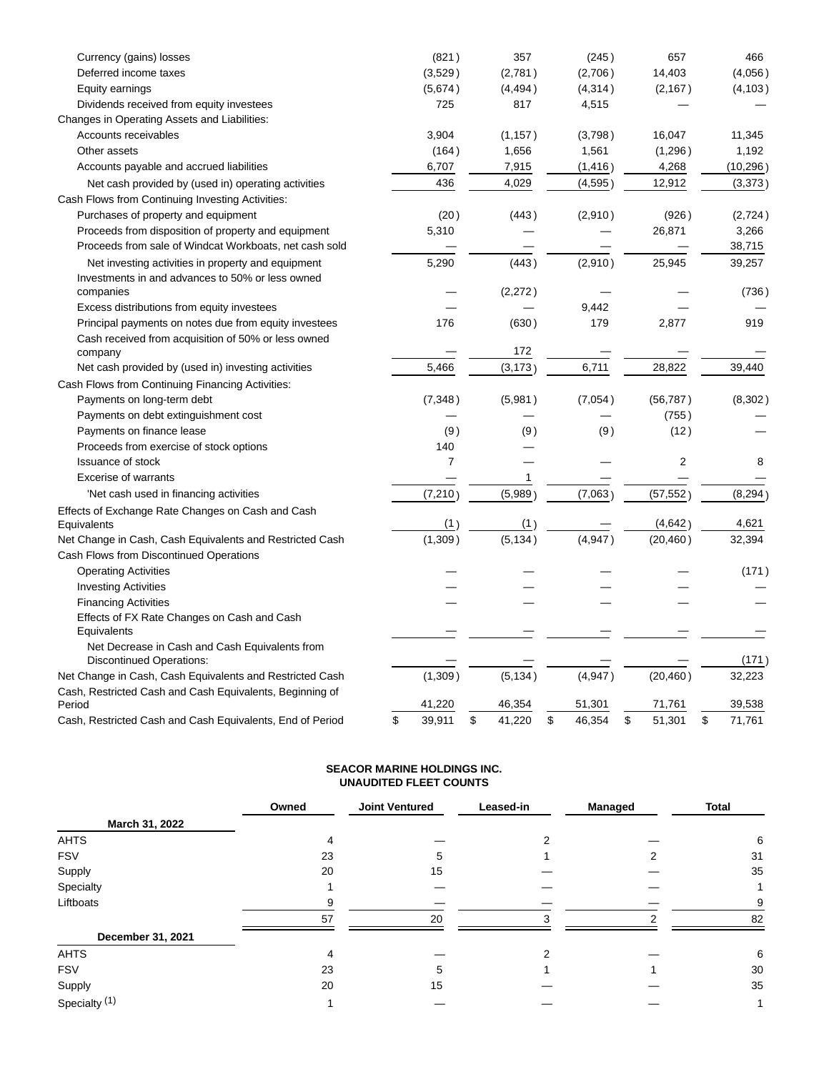| | | | | | |
|---|---|---|---|---|---|
| Currency (gains) losses | (821) | 357 | (245) | 657 | 466 |
| Deferred income taxes | (3,529) | (2,781) | (2,706) | 14,403 | (4,056) |
| Equity earnings | (5,674) | (4,494) | (4,314) | (2,167) | (4,103) |
| Dividends received from equity investees | 725 | 817 | 4,515 | — | — |
| Changes in Operating Assets and Liabilities: | | | | | |
| Accounts receivables | 3,904 | (1,157) | (3,798) | 16,047 | 11,345 |
| Other assets | (164) | 1,656 | 1,561 | (1,296) | 1,192 |
| Accounts payable and accrued liabilities | 6,707 | 7,915 | (1,416) | 4,268 | (10,296) |
| Net cash provided by (used in) operating activities | 436 | 4,029 | (4,595) | 12,912 | (3,373) |
| Cash Flows from Continuing Investing Activities: | | | | | |
| Purchases of property and equipment | (20) | (443) | (2,910) | (926) | (2,724) |
| Proceeds from disposition of property and equipment | 5,310 | — | — | 26,871 | 3,266 |
| Proceeds from sale of Windcat Workboats, net cash sold | — | — | — | — | 38,715 |
| Net investing activities in property and equipment | 5,290 | (443) | (2,910) | 25,945 | 39,257 |
| Investments in and advances to 50% or less owned companies | — | (2,272) | — | — | (736) |
| Excess distributions from equity investees | — | — | 9,442 | — | — |
| Principal payments on notes due from equity investees | 176 | (630) | 179 | 2,877 | 919 |
| Cash received from acquisition of 50% or less owned company | — | 172 | — | — | — |
| Net cash provided by (used in) investing activities | 5,466 | (3,173) | 6,711 | 28,822 | 39,440 |
| Cash Flows from Continuing Financing Activities: | | | | | |
| Payments on long-term debt | (7,348) | (5,981) | (7,054) | (56,787) | (8,302) |
| Payments on debt extinguishment cost | — | — | — | (755) | — |
| Payments on finance lease | (9) | (9) | (9) | (12) | — |
| Proceeds from exercise of stock options | 140 | — | | | |
| Issuance of stock | 7 | — | — | 2 | 8 |
| Excerise of warrants | — | 1 | — | — | — |
| 'Net cash used in financing activities | (7,210) | (5,989) | (7,063) | (57,552) | (8,294) |
| Effects of Exchange Rate Changes on Cash and Cash Equivalents | (1) | (1) | — | (4,642) | 4,621 |
| Net Change in Cash, Cash Equivalents and Restricted Cash | (1,309) | (5,134) | (4,947) | (20,460) | 32,394 |
| Cash Flows from Discontinued Operations | | | | | |
| Operating Activities | — | — | — | — | (171) |
| Investing Activities | — | — | — | — | — |
| Financing Activities | — | — | — | — | — |
| Effects of FX Rate Changes on Cash and Cash Equivalents | — | — | — | — | — |
| Net Decrease in Cash and Cash Equivalents from Discontinued Operations: | — | — | — | — | (171) |
| Net Change in Cash, Cash Equivalents and Restricted Cash | (1,309) | (5,134) | (4,947) | (20,460) | 32,223 |
| Cash, Restricted Cash and Cash Equivalents, Beginning of Period | 41,220 | 46,354 | 51,301 | 71,761 | 39,538 |
| Cash, Restricted Cash and Cash Equivalents, End of Period | $ 39,911 | $ 41,220 | $ 46,354 | $ 51,301 | $ 71,761 |

**SEACOR MARINE HOLDINGS INC.**
**UNAUDITED FLEET COUNTS**

| | Owned | Joint Ventured | Leased-in | Managed | Total |
|---|---|---|---|---|---|
| **March 31, 2022** | | | | | |
| AHTS | 4 | — | 2 | — | 6 |
| FSV | 23 | 5 | 1 | 2 | 31 |
| Supply | 20 | 15 | — | — | 35 |
| Specialty | 1 | — | — | — | 1 |
| Liftboats | 9 | — | — | — | 9 |
| | 57 | 20 | 3 | 2 | 82 |
| **December 31, 2021** | | | | | |
| AHTS | 4 | — | 2 | — | 6 |
| FSV | 23 | 5 | 1 | 1 | 30 |
| Supply | 20 | 15 | — | — | 35 |
| Specialty [(1)] | 1 | — | — | — | 1 |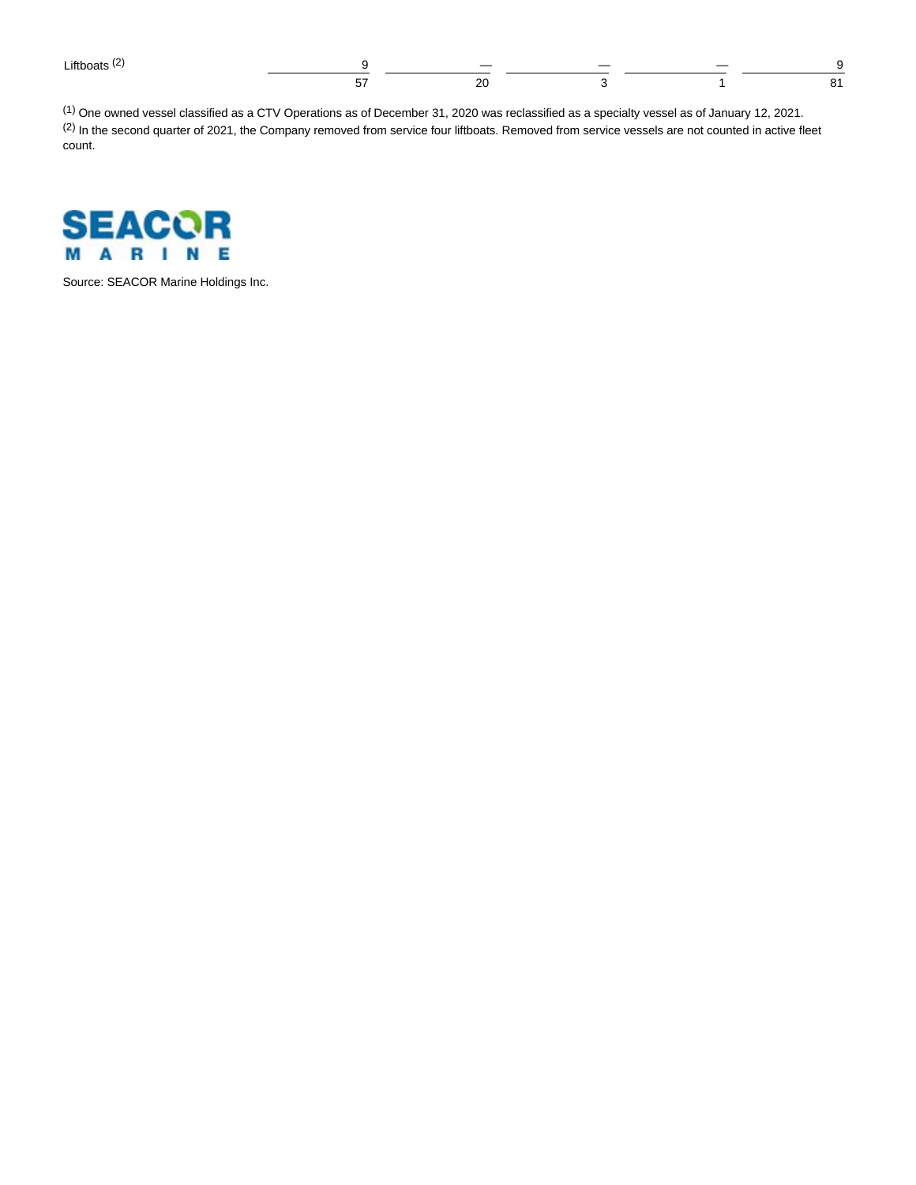| | | | | | |
|---|---|---|---|---|---|
| Liftboats [2] | 9 | — | — | — | 9 |
| | 57 | 20 | 3 | 1 | 81 |

[1] One owned vessel classified as a CTV Operations as of December 31, 2020 was reclassified as a specialty vessel as of January 12, 2021.
[2] In the second quarter of 2021, the Company removed from service four liftboats. Removed from service vessels are not counted in active fleet count.

SEACOR MARINE

Source: SEACOR Marine Holdings Inc.